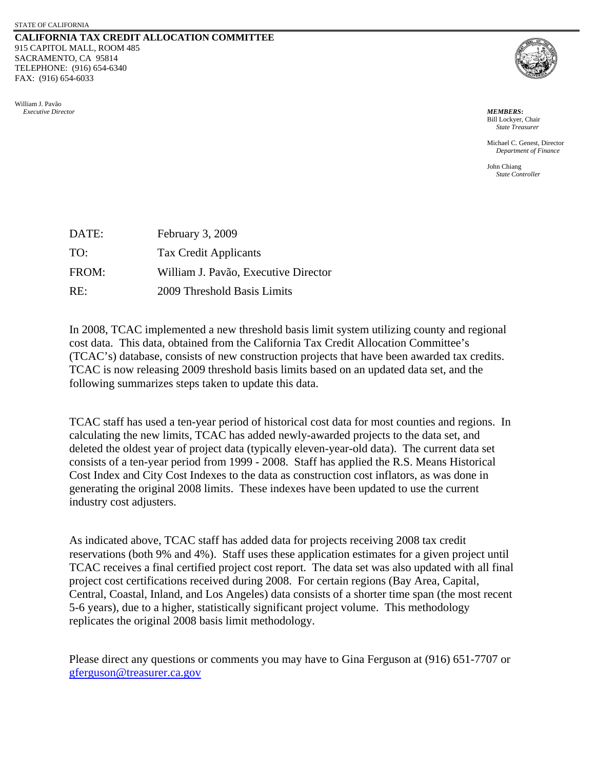STATE OF CALIFORNIA

**CALIFORNIA TAX CREDIT ALLOCATION COMMITTEE**
915 CAPITOL MALL, ROOM 485
SACRAMENTO, CA 95814
TELEPHONE: (916) 654-6340
FAX: (916) 654-6033

William J. Pavão
*Executive Director*

***MEMBERS*:**
Bill Lockyer, Chair
*State Treasurer*

Michael C. Genest, Director
*Department of Finance*

John Chiang
*State Controller*

DATE: February 3, 2009

TO: Tax Credit Applicants

FROM: William J. Pavão, Executive Director

RE: 2009 Threshold Basis Limits

In 2008, TCAC implemented a new threshold basis limit system utilizing county and regional cost data. This data, obtained from the California Tax Credit Allocation Committee's (TCAC's) database, consists of new construction projects that have been awarded tax credits. TCAC is now releasing 2009 threshold basis limits based on an updated data set, and the following summarizes steps taken to update this data.

TCAC staff has used a ten-year period of historical cost data for most counties and regions. In calculating the new limits, TCAC has added newly-awarded projects to the data set, and deleted the oldest year of project data (typically eleven-year-old data). The current data set consists of a ten-year period from 1999 - 2008. Staff has applied the R.S. Means Historical Cost Index and City Cost Indexes to the data as construction cost inflators, as was done in generating the original 2008 limits. These indexes have been updated to use the current industry cost adjusters.

As indicated above, TCAC staff has added data for projects receiving 2008 tax credit reservations (both 9% and 4%). Staff uses these application estimates for a given project until TCAC receives a final certified project cost report. The data set was also updated with all final project cost certifications received during 2008. For certain regions (Bay Area, Capital, Central, Coastal, Inland, and Los Angeles) data consists of a shorter time span (the most recent 5-6 years), due to a higher, statistically significant project volume. This methodology replicates the original 2008 basis limit methodology.

Please direct any questions or comments you may have to Gina Ferguson at (916) 651-7707 or gferguson@treasurer.ca.gov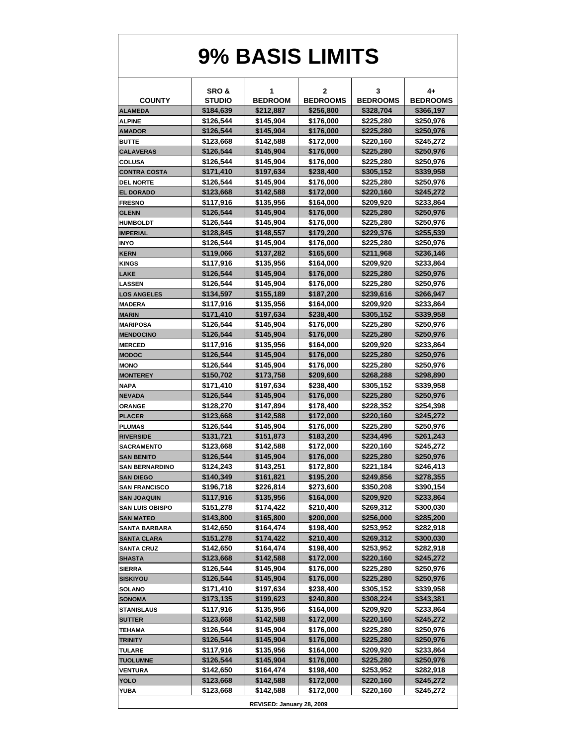# 9% BASIS LIMITS

| COUNTY | SRO & STUDIO | 1 BEDROOM | 2 BEDROOMS | 3 BEDROOMS | 4+ BEDROOMS |
|---|---|---|---|---|---|
| ALAMEDA | $184,639 | $212,887 | $256,800 | $328,704 | $366,197 |
| ALPINE | $126,544 | $145,904 | $176,000 | $225,280 | $250,976 |
| AMADOR | $126,544 | $145,904 | $176,000 | $225,280 | $250,976 |
| BUTTE | $123,668 | $142,588 | $172,000 | $220,160 | $245,272 |
| CALAVERAS | $126,544 | $145,904 | $176,000 | $225,280 | $250,976 |
| COLUSA | $126,544 | $145,904 | $176,000 | $225,280 | $250,976 |
| CONTRA COSTA | $171,410 | $197,634 | $238,400 | $305,152 | $339,958 |
| DEL NORTE | $126,544 | $145,904 | $176,000 | $225,280 | $250,976 |
| EL DORADO | $123,668 | $142,588 | $172,000 | $220,160 | $245,272 |
| FRESNO | $117,916 | $135,956 | $164,000 | $209,920 | $233,864 |
| GLENN | $126,544 | $145,904 | $176,000 | $225,280 | $250,976 |
| HUMBOLDT | $126,544 | $145,904 | $176,000 | $225,280 | $250,976 |
| IMPERIAL | $128,845 | $148,557 | $179,200 | $229,376 | $255,539 |
| INYO | $126,544 | $145,904 | $176,000 | $225,280 | $250,976 |
| KERN | $119,066 | $137,282 | $165,600 | $211,968 | $236,146 |
| KINGS | $117,916 | $135,956 | $164,000 | $209,920 | $233,864 |
| LAKE | $126,544 | $145,904 | $176,000 | $225,280 | $250,976 |
| LASSEN | $126,544 | $145,904 | $176,000 | $225,280 | $250,976 |
| LOS ANGELES | $134,597 | $155,189 | $187,200 | $239,616 | $266,947 |
| MADERA | $117,916 | $135,956 | $164,000 | $209,920 | $233,864 |
| MARIN | $171,410 | $197,634 | $238,400 | $305,152 | $339,958 |
| MARIPOSA | $126,544 | $145,904 | $176,000 | $225,280 | $250,976 |
| MENDOCINO | $126,544 | $145,904 | $176,000 | $225,280 | $250,976 |
| MERCED | $117,916 | $135,956 | $164,000 | $209,920 | $233,864 |
| MODOC | $126,544 | $145,904 | $176,000 | $225,280 | $250,976 |
| MONO | $126,544 | $145,904 | $176,000 | $225,280 | $250,976 |
| MONTEREY | $150,702 | $173,758 | $209,600 | $268,288 | $298,890 |
| NAPA | $171,410 | $197,634 | $238,400 | $305,152 | $339,958 |
| NEVADA | $126,544 | $145,904 | $176,000 | $225,280 | $250,976 |
| ORANGE | $128,270 | $147,894 | $178,400 | $228,352 | $254,398 |
| PLACER | $123,668 | $142,588 | $172,000 | $220,160 | $245,272 |
| PLUMAS | $126,544 | $145,904 | $176,000 | $225,280 | $250,976 |
| RIVERSIDE | $131,721 | $151,873 | $183,200 | $234,496 | $261,243 |
| SACRAMENTO | $123,668 | $142,588 | $172,000 | $220,160 | $245,272 |
| SAN BENITO | $126,544 | $145,904 | $176,000 | $225,280 | $250,976 |
| SAN BERNARDINO | $124,243 | $143,251 | $172,800 | $221,184 | $246,413 |
| SAN DIEGO | $140,349 | $161,821 | $195,200 | $249,856 | $278,355 |
| SAN FRANCISCO | $196,718 | $226,814 | $273,600 | $350,208 | $390,154 |
| SAN JOAQUIN | $117,916 | $135,956 | $164,000 | $209,920 | $233,864 |
| SAN LUIS OBISPO | $151,278 | $174,422 | $210,400 | $269,312 | $300,030 |
| SAN MATEO | $143,800 | $165,800 | $200,000 | $256,000 | $285,200 |
| SANTA BARBARA | $142,650 | $164,474 | $198,400 | $253,952 | $282,918 |
| SANTA CLARA | $151,278 | $174,422 | $210,400 | $269,312 | $300,030 |
| SANTA CRUZ | $142,650 | $164,474 | $198,400 | $253,952 | $282,918 |
| SHASTA | $123,668 | $142,588 | $172,000 | $220,160 | $245,272 |
| SIERRA | $126,544 | $145,904 | $176,000 | $225,280 | $250,976 |
| SISKIYOU | $126,544 | $145,904 | $176,000 | $225,280 | $250,976 |
| SOLANO | $171,410 | $197,634 | $238,400 | $305,152 | $339,958 |
| SONOMA | $173,135 | $199,623 | $240,800 | $308,224 | $343,381 |
| STANISLAUS | $117,916 | $135,956 | $164,000 | $209,920 | $233,864 |
| SUTTER | $123,668 | $142,588 | $172,000 | $220,160 | $245,272 |
| TEHAMA | $126,544 | $145,904 | $176,000 | $225,280 | $250,976 |
| TRINITY | $126,544 | $145,904 | $176,000 | $225,280 | $250,976 |
| TULARE | $117,916 | $135,956 | $164,000 | $209,920 | $233,864 |
| TUOLUMNE | $126,544 | $145,904 | $176,000 | $225,280 | $250,976 |
| VENTURA | $142,650 | $164,474 | $198,400 | $253,952 | $282,918 |
| YOLO | $123,668 | $142,588 | $172,000 | $220,160 | $245,272 |
| YUBA | $123,668 | $142,588 | $172,000 | $220,160 | $245,272 |

REVISED: January 28, 2009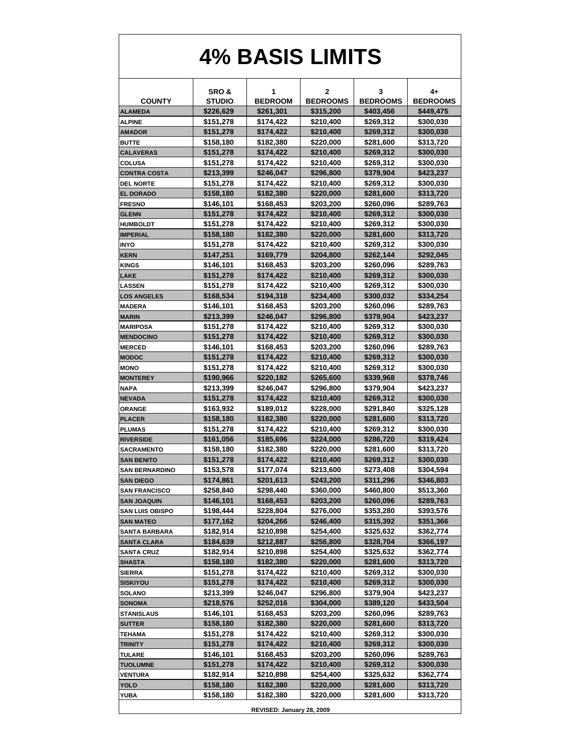# 4% BASIS LIMITS

| COUNTY | SRO & STUDIO | 1 BEDROOM | 2 BEDROOMS | 3 BEDROOMS | 4+ BEDROOMS |
|---|---|---|---|---|---|
| ALAMEDA | $226,629 | $261,301 | $315,200 | $403,456 | $449,475 |
| ALPINE | $151,278 | $174,422 | $210,400 | $269,312 | $300,030 |
| AMADOR | $151,278 | $174,422 | $210,400 | $269,312 | $300,030 |
| BUTTE | $158,180 | $182,380 | $220,000 | $281,600 | $313,720 |
| CALAVERAS | $151,278 | $174,422 | $210,400 | $269,312 | $300,030 |
| COLUSA | $151,278 | $174,422 | $210,400 | $269,312 | $300,030 |
| CONTRA COSTA | $213,399 | $246,047 | $296,800 | $379,904 | $423,237 |
| DEL NORTE | $151,278 | $174,422 | $210,400 | $269,312 | $300,030 |
| EL DORADO | $158,180 | $182,380 | $220,000 | $281,600 | $313,720 |
| FRESNO | $146,101 | $168,453 | $203,200 | $260,096 | $289,763 |
| GLENN | $151,278 | $174,422 | $210,400 | $269,312 | $300,030 |
| HUMBOLDT | $151,278 | $174,422 | $210,400 | $269,312 | $300,030 |
| IMPERIAL | $158,180 | $182,380 | $220,000 | $281,600 | $313,720 |
| INYO | $151,278 | $174,422 | $210,400 | $269,312 | $300,030 |
| KERN | $147,251 | $169,779 | $204,800 | $262,144 | $292,045 |
| KINGS | $146,101 | $168,453 | $203,200 | $260,096 | $289,763 |
| LAKE | $151,278 | $174,422 | $210,400 | $269,312 | $300,030 |
| LASSEN | $151,278 | $174,422 | $210,400 | $269,312 | $300,030 |
| LOS ANGELES | $168,534 | $194,318 | $234,400 | $300,032 | $334,254 |
| MADERA | $146,101 | $168,453 | $203,200 | $260,096 | $289,763 |
| MARIN | $213,399 | $246,047 | $296,800 | $379,904 | $423,237 |
| MARIPOSA | $151,278 | $174,422 | $210,400 | $269,312 | $300,030 |
| MENDOCINO | $151,278 | $174,422 | $210,400 | $269,312 | $300,030 |
| MERCED | $146,101 | $168,453 | $203,200 | $260,096 | $289,763 |
| MODOC | $151,278 | $174,422 | $210,400 | $269,312 | $300,030 |
| MONO | $151,278 | $174,422 | $210,400 | $269,312 | $300,030 |
| MONTEREY | $190,966 | $220,182 | $265,600 | $339,968 | $378,746 |
| NAPA | $213,399 | $246,047 | $296,800 | $379,904 | $423,237 |
| NEVADA | $151,278 | $174,422 | $210,400 | $269,312 | $300,030 |
| ORANGE | $163,932 | $189,012 | $228,000 | $291,840 | $325,128 |
| PLACER | $158,180 | $182,380 | $220,000 | $281,600 | $313,720 |
| PLUMAS | $151,278 | $174,422 | $210,400 | $269,312 | $300,030 |
| RIVERSIDE | $161,056 | $185,696 | $224,000 | $286,720 | $319,424 |
| SACRAMENTO | $158,180 | $182,380 | $220,000 | $281,600 | $313,720 |
| SAN BENITO | $151,278 | $174,422 | $210,400 | $269,312 | $300,030 |
| SAN BERNARDINO | $153,578 | $177,074 | $213,600 | $273,408 | $304,594 |
| SAN DIEGO | $174,861 | $201,613 | $243,200 | $311,296 | $346,803 |
| SAN FRANCISCO | $258,840 | $298,440 | $360,000 | $460,800 | $513,360 |
| SAN JOAQUIN | $146,101 | $168,453 | $203,200 | $260,096 | $289,763 |
| SAN LUIS OBISPO | $198,444 | $228,804 | $276,000 | $353,280 | $393,576 |
| SAN MATEO | $177,162 | $204,266 | $246,400 | $315,392 | $351,366 |
| SANTA BARBARA | $182,914 | $210,898 | $254,400 | $325,632 | $362,774 |
| SANTA CLARA | $184,639 | $212,887 | $256,800 | $328,704 | $366,197 |
| SANTA CRUZ | $182,914 | $210,898 | $254,400 | $325,632 | $362,774 |
| SHASTA | $158,180 | $182,380 | $220,000 | $281,600 | $313,720 |
| SIERRA | $151,278 | $174,422 | $210,400 | $269,312 | $300,030 |
| SISKIYOU | $151,278 | $174,422 | $210,400 | $269,312 | $300,030 |
| SOLANO | $213,399 | $246,047 | $296,800 | $379,904 | $423,237 |
| SONOMA | $218,576 | $252,016 | $304,000 | $389,120 | $433,504 |
| STANISLAUS | $146,101 | $168,453 | $203,200 | $260,096 | $289,763 |
| SUTTER | $158,180 | $182,380 | $220,000 | $281,600 | $313,720 |
| TEHAMA | $151,278 | $174,422 | $210,400 | $269,312 | $300,030 |
| TRINITY | $151,278 | $174,422 | $210,400 | $269,312 | $300,030 |
| TULARE | $146,101 | $168,453 | $203,200 | $260,096 | $289,763 |
| TUOLUMNE | $151,278 | $174,422 | $210,400 | $269,312 | $300,030 |
| VENTURA | $182,914 | $210,898 | $254,400 | $325,632 | $362,774 |
| YOLO | $158,180 | $182,380 | $220,000 | $281,600 | $313,720 |
| YUBA | $158,180 | $182,380 | $220,000 | $281,600 | $313,720 |

REVISED: January 28, 2009